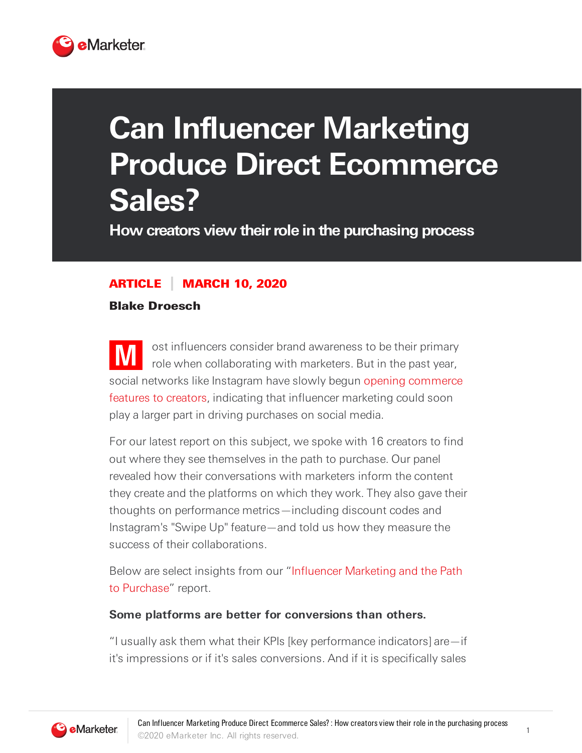# Can Influencer Marketing Produce Direct Ecommerce Sales?

## How creators view their role in the purchasing process

**ARTICLE | MARCH 10, 2020**

**Blake Droesch**

Most influencers consider brand awareness to be their primary role when collaborating with marketers. But in the past year, social networks like Instagram have slowly begun opening commerce features to creators, indicating that influencer marketing could soon play a larger part in driving purchases on social media.

For our latest report on this subject, we spoke with 16 creators to find out where they see themselves in the path to purchase. Our panel revealed how their conversations with marketers inform the content they create and the platforms on which they work. They also gave their thoughts on performance metrics—including discount codes and Instagram's "Swipe Up" feature—and told us how they measure the success of their collaborations.

Below are select insights from our "Influencer Marketing and the Path to Purchase" report.

**Some platforms are better for conversions than others.**

"I usually ask them what their KPIs [key performance indicators] are—if it's impressions or if it's sales conversions. And if it is specifically sales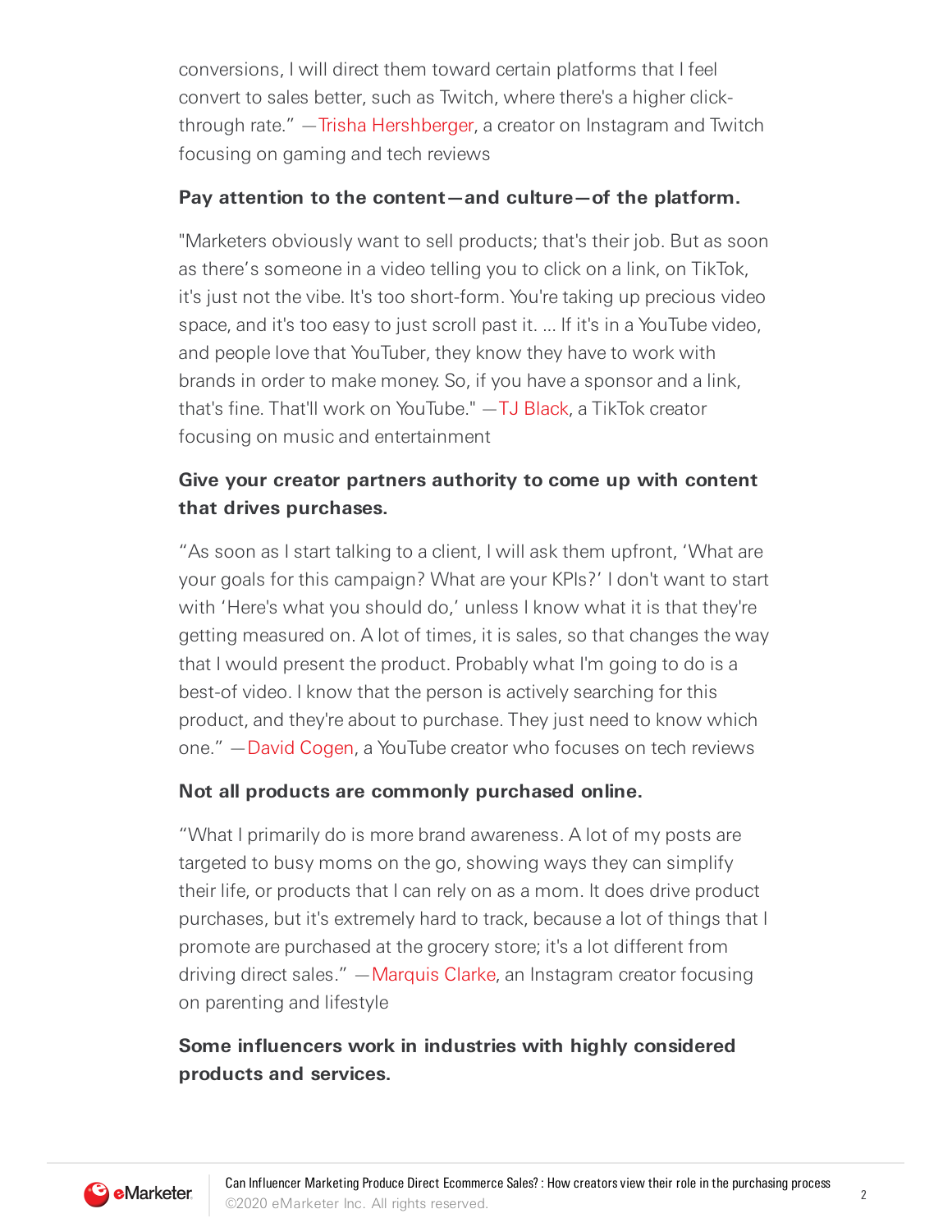conversions, I will direct them toward certain platforms that I feel convert to sales better, such as Twitch, where there's a higher click-through rate." —Trisha Hershberger, a creator on Instagram and Twitch focusing on gaming and tech reviews

**Pay attention to the content—and culture—of the platform.**

"Marketers obviously want to sell products; that's their job. But as soon as there's someone in a video telling you to click on a link, on TikTok, it's just not the vibe. It's too short-form. You're taking up precious video space, and it's too easy to just scroll past it. ... If it's in a YouTube video, and people love that YouTuber, they know they have to work with brands in order to make money. So, if you have a sponsor and a link, that's fine. That'll work on YouTube." —TJ Black, a TikTok creator focusing on music and entertainment

**Give your creator partners authority to come up with content that drives purchases.**

"As soon as I start talking to a client, I will ask them upfront, 'What are your goals for this campaign? What are your KPIs?' I don't want to start with 'Here's what you should do,' unless I know what it is that they're getting measured on. A lot of times, it is sales, so that changes the way that I would present the product. Probably what I'm going to do is a best-of video. I know that the person is actively searching for this product, and they're about to purchase. They just need to know which one." —David Cogen, a YouTube creator who focuses on tech reviews

**Not all products are commonly purchased online.**

"What I primarily do is more brand awareness. A lot of my posts are targeted to busy moms on the go, showing ways they can simplify their life, or products that I can rely on as a mom. It does drive product purchases, but it's extremely hard to track, because a lot of things that I promote are purchased at the grocery store; it's a lot different from driving direct sales." —Marquis Clarke, an Instagram creator focusing on parenting and lifestyle

**Some influencers work in industries with highly considered products and services.**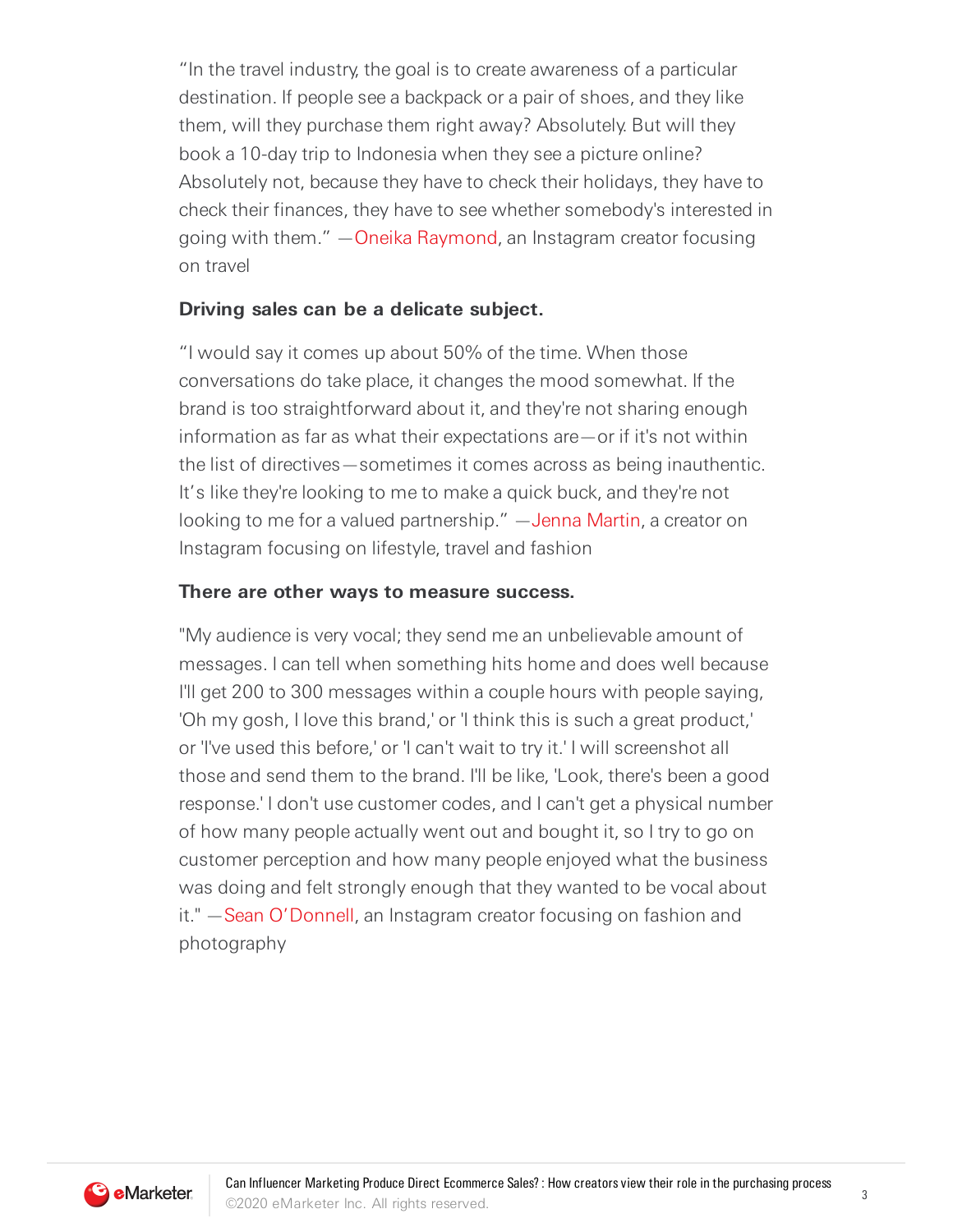"In the travel industry, the goal is to create awareness of a particular destination. If people see a backpack or a pair of shoes, and they like them, will they purchase them right away? Absolutely. But will they book a 10-day trip to Indonesia when they see a picture online? Absolutely not, because they have to check their holidays, they have to check their finances, they have to see whether somebody's interested in going with them." —Oneika Raymond, an Instagram creator focusing on travel

**Driving sales can be a delicate subject.**

"I would say it comes up about 50% of the time. When those conversations do take place, it changes the mood somewhat. If the brand is too straightforward about it, and they're not sharing enough information as far as what their expectations are—or if it's not within the list of directives—sometimes it comes across as being inauthentic. It's like they're looking to me to make a quick buck, and they're not looking to me for a valued partnership." —Jenna Martin, a creator on Instagram focusing on lifestyle, travel and fashion

**There are other ways to measure success.**

"My audience is very vocal; they send me an unbelievable amount of messages. I can tell when something hits home and does well because I'll get 200 to 300 messages within a couple hours with people saying, 'Oh my gosh, I love this brand,' or 'I think this is such a great product,' or 'I've used this before,' or 'I can't wait to try it.' I will screenshot all those and send them to the brand. I'll be like, 'Look, there's been a good response.' I don't use customer codes, and I can't get a physical number of how many people actually went out and bought it, so I try to go on customer perception and how many people enjoyed what the business was doing and felt strongly enough that they wanted to be vocal about it." —Sean O'Donnell, an Instagram creator focusing on fashion and photography